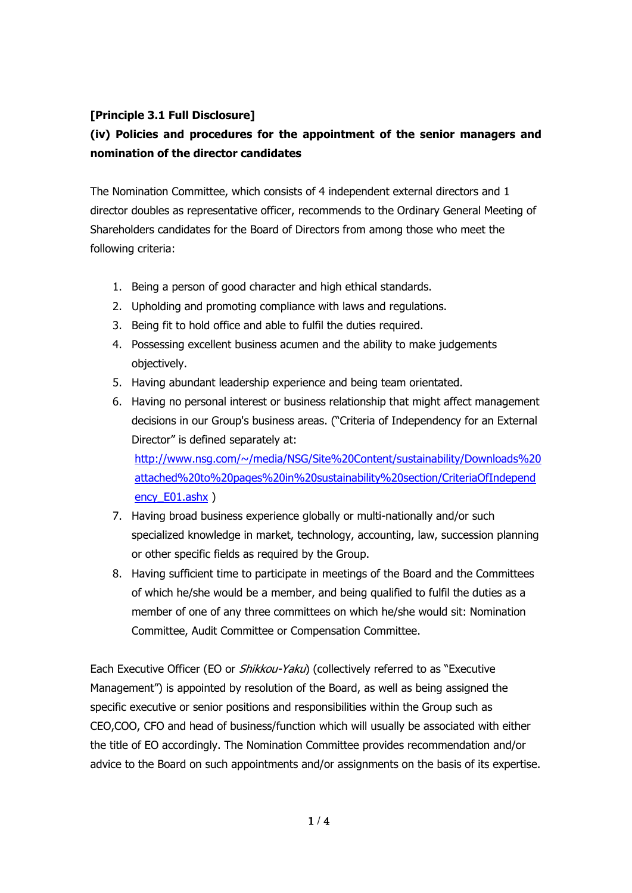**[Principle 3.1 Full Disclosure]**

**(iv) Policies and procedures for the appointment of the senior managers and nomination of the director candidates**

The Nomination Committee, which consists of 4 independent external directors and 1 director doubles as representative officer, recommends to the Ordinary General Meeting of Shareholders candidates for the Board of Directors from among those who meet the following criteria:

1. Being a person of good character and high ethical standards.
2. Upholding and promoting compliance with laws and regulations.
3. Being fit to hold office and able to fulfil the duties required.
4. Possessing excellent business acumen and the ability to make judgements objectively.
5. Having abundant leadership experience and being team orientated.
6. Having no personal interest or business relationship that might affect management decisions in our Group's business areas. ("Criteria of Independency for an External Director" is defined separately at: [http://www.nsg.com/~/media/NSG/Site%20Content/sustainability/Downloads%20attached%20to%20pages%20in%20sustainability%20section/CriteriaOfIndependency_E01.ashx](http://www.nsg.com/~/media/NSG/Site%20Content/sustainability/Downloads%20attached%20to%20pages%20in%20sustainability%20section/CriteriaOfIndependency_E01.ashx) )
7. Having broad business experience globally or multi-nationally and/or such specialized knowledge in market, technology, accounting, law, succession planning or other specific fields as required by the Group.
8. Having sufficient time to participate in meetings of the Board and the Committees of which he/she would be a member, and being qualified to fulfil the duties as a member of one of any three committees on which he/she would sit: Nomination Committee, Audit Committee or Compensation Committee.

Each Executive Officer (EO or *Shikkou-Yaku*) (collectively referred to as "Executive Management") is appointed by resolution of the Board, as well as being assigned the specific executive or senior positions and responsibilities within the Group such as CEO,COO, CFO and head of business/function which will usually be associated with either the title of EO accordingly. The Nomination Committee provides recommendation and/or advice to the Board on such appointments and/or assignments on the basis of its expertise.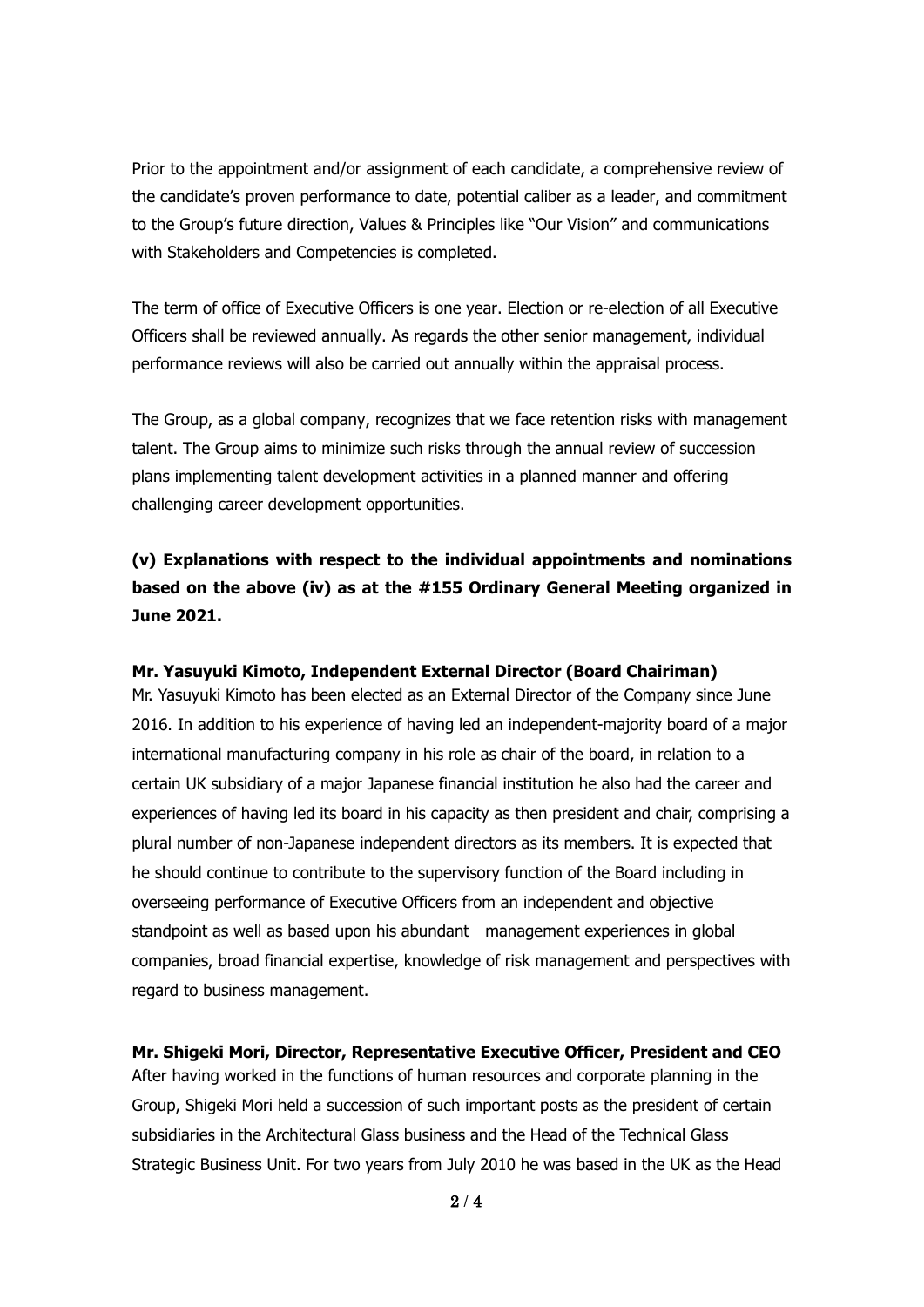Prior to the appointment and/or assignment of each candidate, a comprehensive review of the candidate's proven performance to date, potential caliber as a leader, and commitment to the Group's future direction, Values & Principles like "Our Vision" and communications with Stakeholders and Competencies is completed.

The term of office of Executive Officers is one year. Election or re-election of all Executive Officers shall be reviewed annually. As regards the other senior management, individual performance reviews will also be carried out annually within the appraisal process.

The Group, as a global company, recognizes that we face retention risks with management talent. The Group aims to minimize such risks through the annual review of succession plans implementing talent development activities in a planned manner and offering challenging career development opportunities.

**(v) Explanations with respect to the individual appointments and nominations based on the above (iv) as at the #155 Ordinary General Meeting organized in June 2021.**

**Mr. Yasuyuki Kimoto, Independent External Director (Board Chairiman)**

Mr. Yasuyuki Kimoto has been elected as an External Director of the Company since June 2016. In addition to his experience of having led an independent-majority board of a major international manufacturing company in his role as chair of the board, in relation to a certain UK subsidiary of a major Japanese financial institution he also had the career and experiences of having led its board in his capacity as then president and chair, comprising a plural number of non-Japanese independent directors as its members. It is expected that he should continue to contribute to the supervisory function of the Board including in overseeing performance of Executive Officers from an independent and objective standpoint as well as based upon his abundant management experiences in global companies, broad financial expertise, knowledge of risk management and perspectives with regard to business management.

**Mr. Shigeki Mori, Director, Representative Executive Officer, President and CEO**

After having worked in the functions of human resources and corporate planning in the Group, Shigeki Mori held a succession of such important posts as the president of certain subsidiaries in the Architectural Glass business and the Head of the Technical Glass Strategic Business Unit. For two years from July 2010 he was based in the UK as the Head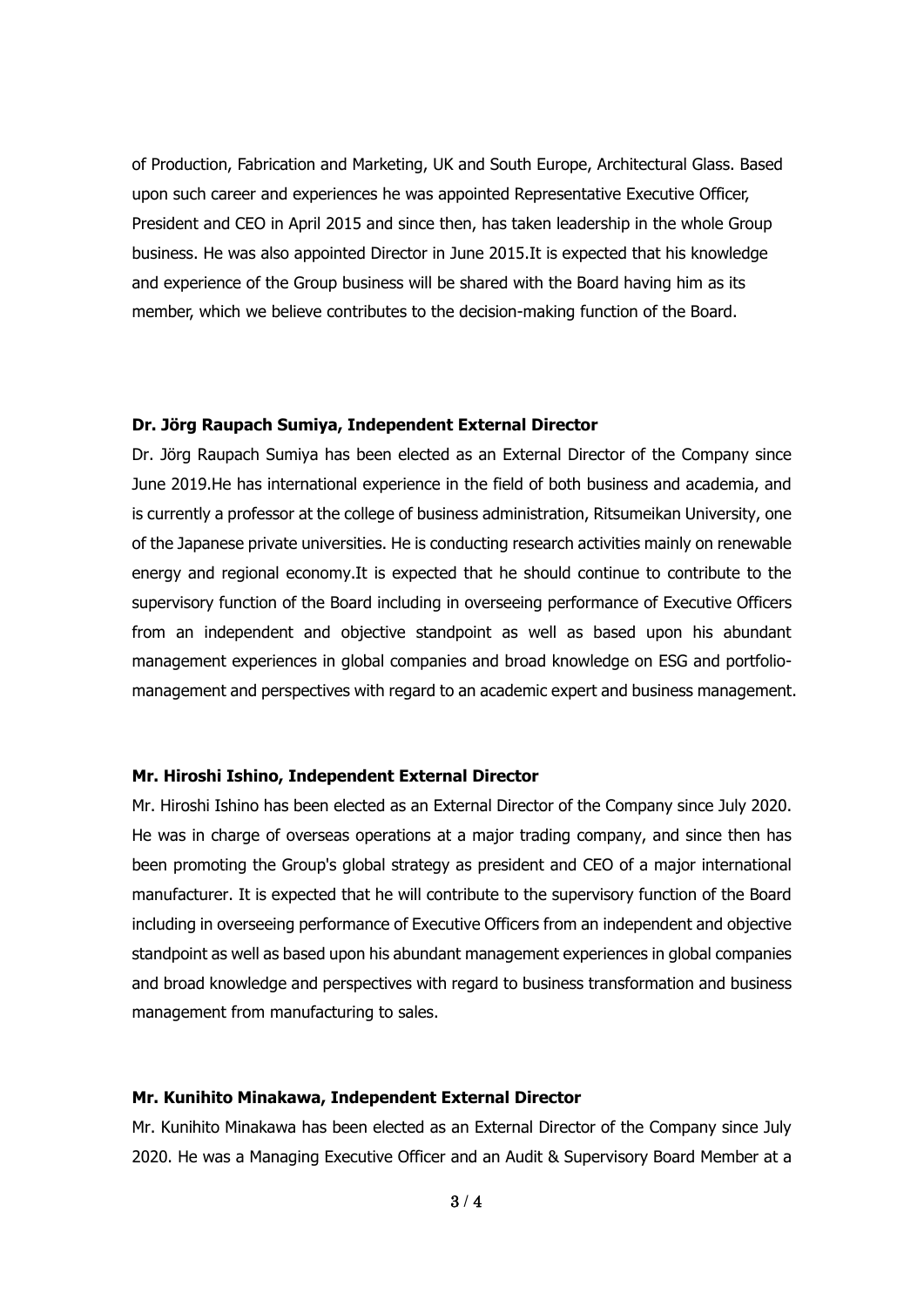of Production, Fabrication and Marketing, UK and South Europe, Architectural Glass. Based upon such career and experiences he was appointed Representative Executive Officer, President and CEO in April 2015 and since then, has taken leadership in the whole Group business. He was also appointed Director in June 2015.It is expected that his knowledge and experience of the Group business will be shared with the Board having him as its member, which we believe contributes to the decision-making function of the Board.

**Dr. Jörg Raupach Sumiya, Independent External Director**

Dr. Jörg Raupach Sumiya has been elected as an External Director of the Company since June 2019.He has international experience in the field of both business and academia, and is currently a professor at the college of business administration, Ritsumeikan University, one of the Japanese private universities. He is conducting research activities mainly on renewable energy and regional economy.It is expected that he should continue to contribute to the supervisory function of the Board including in overseeing performance of Executive Officers from an independent and objective standpoint as well as based upon his abundant management experiences in global companies and broad knowledge on ESG and portfolio-management and perspectives with regard to an academic expert and business management.

**Mr. Hiroshi Ishino, Independent External Director**

Mr. Hiroshi Ishino has been elected as an External Director of the Company since July 2020. He was in charge of overseas operations at a major trading company, and since then has been promoting the Group's global strategy as president and CEO of a major international manufacturer. It is expected that he will contribute to the supervisory function of the Board including in overseeing performance of Executive Officers from an independent and objective standpoint as well as based upon his abundant management experiences in global companies and broad knowledge and perspectives with regard to business transformation and business management from manufacturing to sales.

**Mr. Kunihito Minakawa, Independent External Director**

Mr. Kunihito Minakawa has been elected as an External Director of the Company since July 2020. He was a Managing Executive Officer and an Audit & Supervisory Board Member at a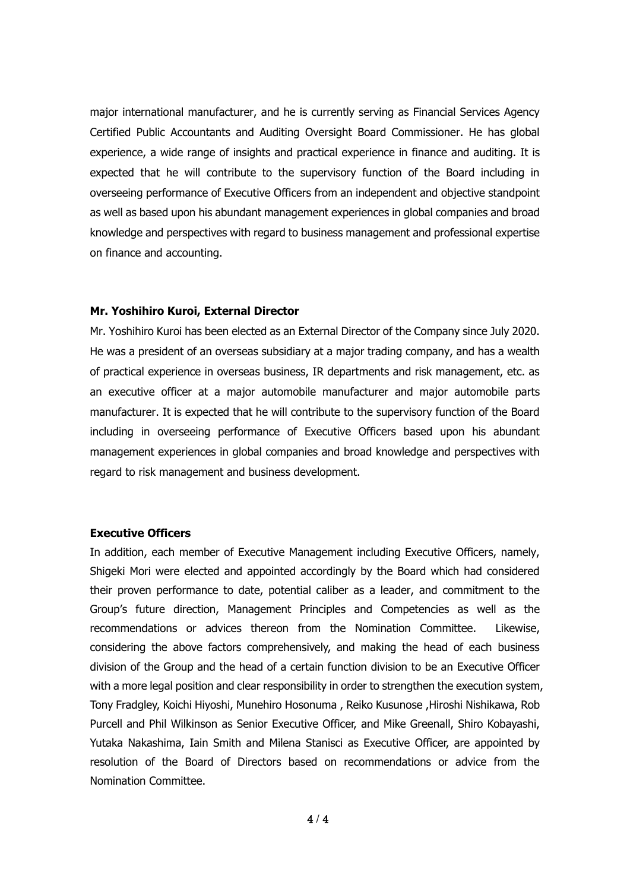major international manufacturer, and he is currently serving as Financial Services Agency Certified Public Accountants and Auditing Oversight Board Commissioner. He has global experience, a wide range of insights and practical experience in finance and auditing. It is expected that he will contribute to the supervisory function of the Board including in overseeing performance of Executive Officers from an independent and objective standpoint as well as based upon his abundant management experiences in global companies and broad knowledge and perspectives with regard to business management and professional expertise on finance and accounting.

**Mr. Yoshihiro Kuroi, External Director**

Mr. Yoshihiro Kuroi has been elected as an External Director of the Company since July 2020. He was a president of an overseas subsidiary at a major trading company, and has a wealth of practical experience in overseas business, IR departments and risk management, etc. as an executive officer at a major automobile manufacturer and major automobile parts manufacturer. It is expected that he will contribute to the supervisory function of the Board including in overseeing performance of Executive Officers based upon his abundant management experiences in global companies and broad knowledge and perspectives with regard to risk management and business development.

**Executive Officers**

In addition, each member of Executive Management including Executive Officers, namely, Shigeki Mori were elected and appointed accordingly by the Board which had considered their proven performance to date, potential caliber as a leader, and commitment to the Group's future direction, Management Principles and Competencies as well as the recommendations or advices thereon from the Nomination Committee. Likewise, considering the above factors comprehensively, and making the head of each business division of the Group and the head of a certain function division to be an Executive Officer with a more legal position and clear responsibility in order to strengthen the execution system, Tony Fradgley, Koichi Hiyoshi, Munehiro Hosonuma , Reiko Kusunose ,Hiroshi Nishikawa, Rob Purcell and Phil Wilkinson as Senior Executive Officer, and Mike Greenall, Shiro Kobayashi, Yutaka Nakashima, Iain Smith and Milena Stanisci as Executive Officer, are appointed by resolution of the Board of Directors based on recommendations or advice from the Nomination Committee.